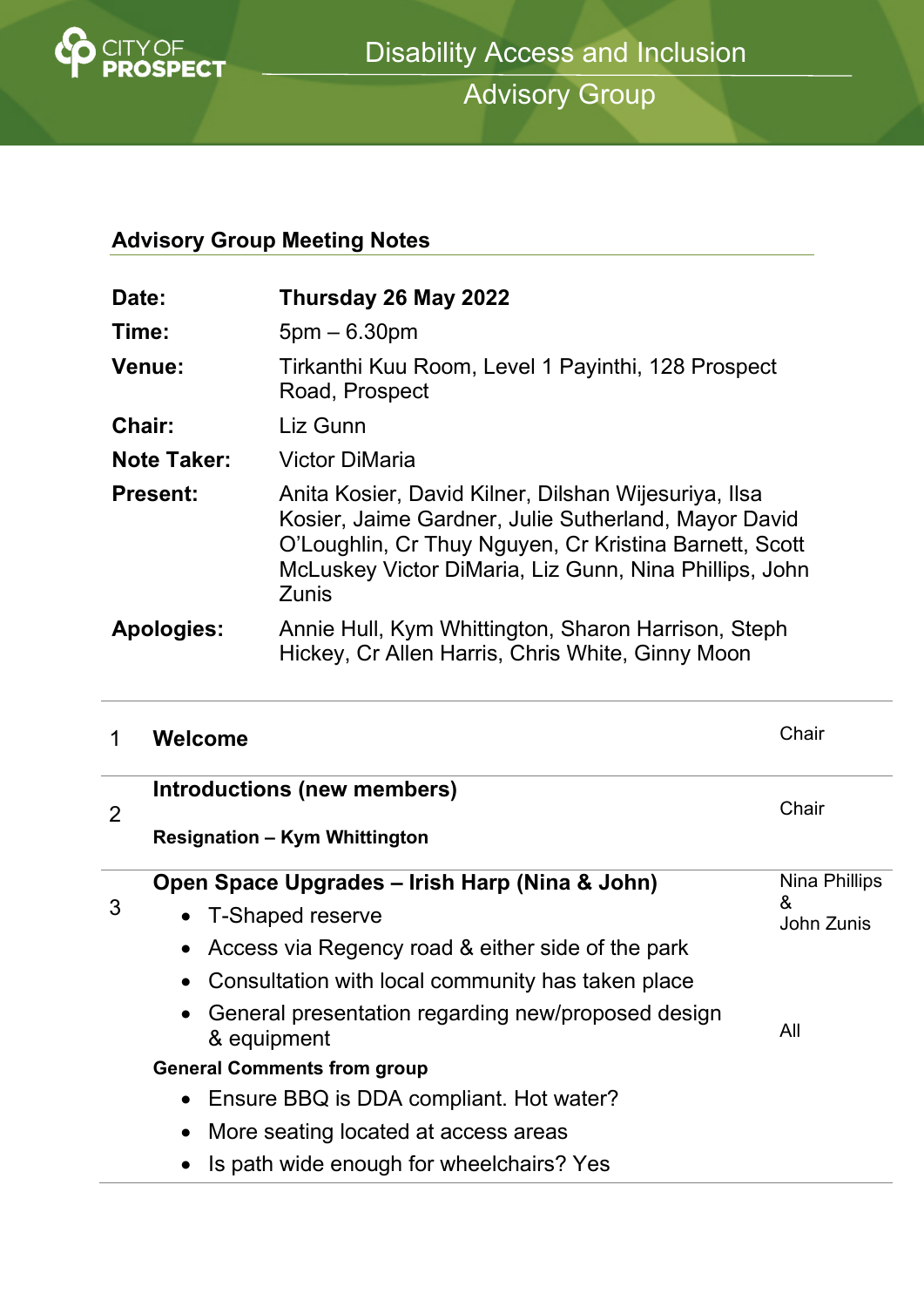# Disability Access and Inclusion Advisory Group

## Advisory Group Meeting Notes

| | |
|---|---|
| **Date:** | **Thursday 26 May 2022** |
| **Time:** | 5pm – 6.30pm |
| **Venue:** | Tirkanthi Kuu Room, Level 1 Payinthi, 128 Prospect Road, Prospect |
| **Chair:** | Liz Gunn |
| **Note Taker:** | Victor DiMaria |
| **Present:** | Anita Kosier, David Kilner, Dilshan Wijesuriya, Ilsa Kosier, Jaime Gardner, Julie Sutherland, Mayor David O'Loughlin, Cr Thuy Nguyen, Cr Kristina Barnett, Scott McLuskey Victor DiMaria, Liz Gunn, Nina Phillips, John Zunis |
| **Apologies:** | Annie Hull, Kym Whittington, Sharon Harrison, Steph Hickey, Cr Allen Harris, Chris White, Ginny Moon |

| | | |
|---|---|---|
| 1 | **Welcome** | Chair |
| 2 | **Introductions (new members)**<br><br>**Resignation – Kym Whittington** | Chair |
| 3 | **Open Space Upgrades – Irish Harp (Nina & John)**<br>• T-Shaped reserve<br>• Access via Regency road & either side of the park<br>• Consultation with local community has taken place<br>• General presentation regarding new/proposed design & equipment<br>**General Comments from group**<br>• Ensure BBQ is DDA compliant. Hot water?<br>• More seating located at access areas<br>• Is path wide enough for wheelchairs? Yes | Nina Phillips & John Zunis<br><br><br><br>All |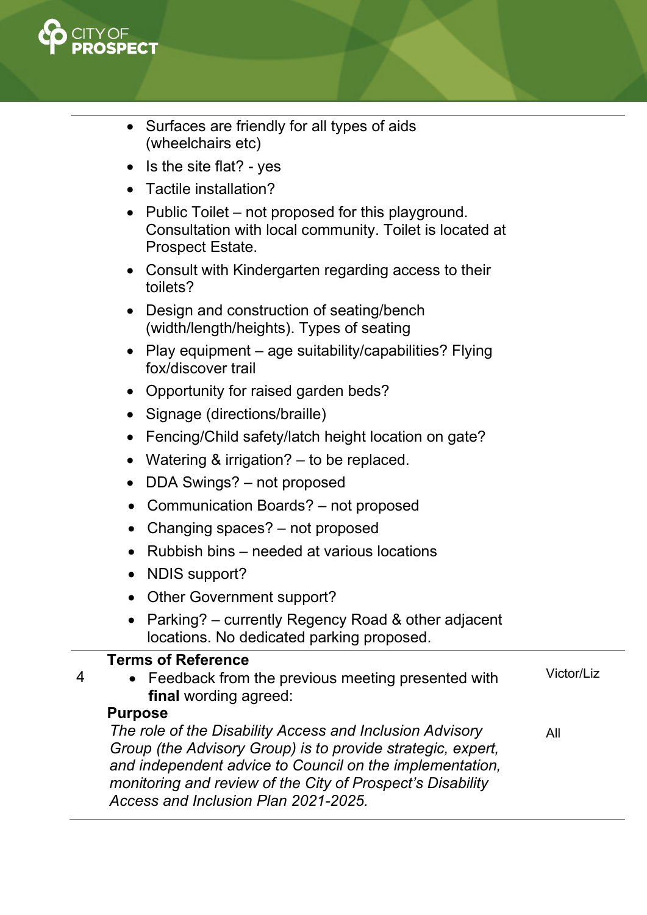| | | |
|---|---|---|
| | <ul><li>Surfaces are friendly for all types of aids (wheelchairs etc)</li><li>Is the site flat? - yes</li><li>Tactile installation?</li><li>Public Toilet – not proposed for this playground. Consultation with local community. Toilet is located at Prospect Estate.</li><li>Consult with Kindergarten regarding access to their toilets?</li><li>Design and construction of seating/bench (width/length/heights). Types of seating</li><li>Play equipment – age suitability/capabilities? Flying fox/discover trail</li><li>Opportunity for raised garden beds?</li><li>Signage (directions/braille)</li><li>Fencing/Child safety/latch height location on gate?</li><li>Watering & irrigation? – to be replaced.</li><li>DDA Swings? – not proposed</li><li>Communication Boards? – not proposed</li><li>Changing spaces? – not proposed</li><li>Rubbish bins – needed at various locations</li><li>NDIS support?</li><li>Other Government support?</li><li>Parking? – currently Regency Road & other adjacent locations. No dedicated parking proposed.</li></ul> | |
| 4 | **Terms of Reference**<br><ul><li>Feedback from the previous meeting presented with **final** wording agreed:</li></ul>**Purpose**<br>*The role of the Disability Access and Inclusion Advisory Group (the Advisory Group) is to provide strategic, expert, and independent advice to Council on the implementation, monitoring and review of the City of Prospect's Disability Access and Inclusion Plan 2021-2025.* | Victor/Liz<br><br>All |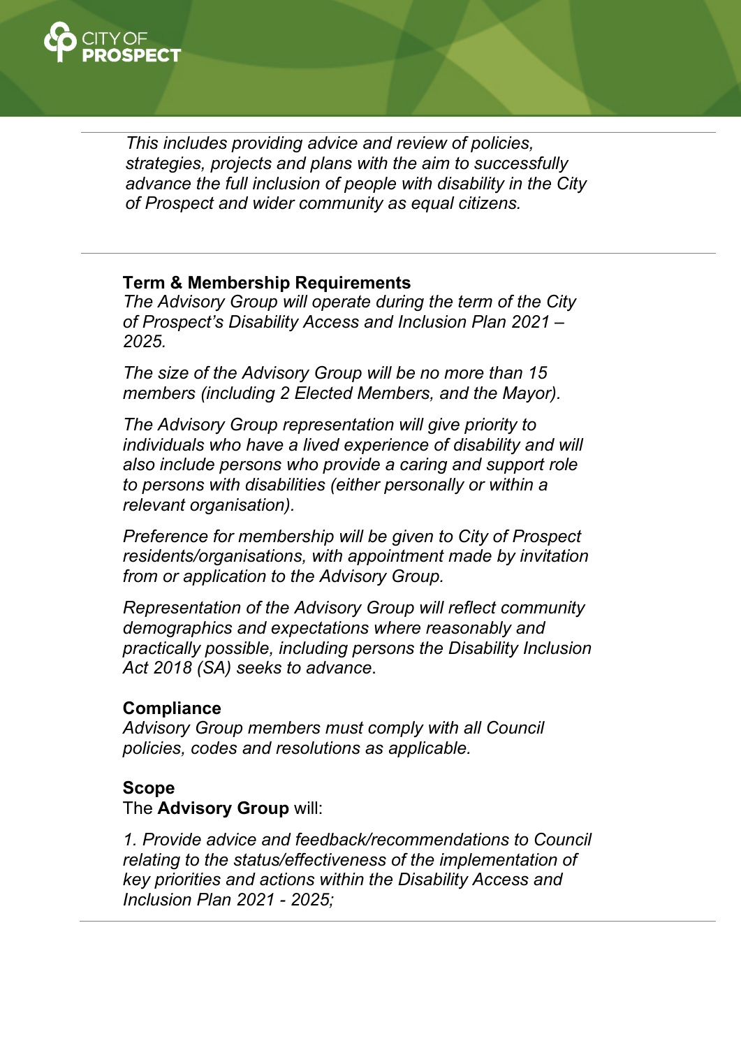*This includes providing advice and review of policies, strategies, projects and plans with the aim to successfully advance the full inclusion of people with disability in the City of Prospect and wider community as equal citizens.*

**Term & Membership Requirements**

*The Advisory Group will operate during the term of the City of Prospect's Disability Access and Inclusion Plan 2021 – 2025.*

*The size of the Advisory Group will be no more than 15 members (including 2 Elected Members, and the Mayor).*

*The Advisory Group representation will give priority to individuals who have a lived experience of disability and will also include persons who provide a caring and support role to persons with disabilities (either personally or within a relevant organisation).*

*Preference for membership will be given to City of Prospect residents/organisations, with appointment made by invitation from or application to the Advisory Group.*

*Representation of the Advisory Group will reflect community demographics and expectations where reasonably and practically possible, including persons the Disability Inclusion Act 2018 (SA) seeks to advance*.

**Compliance**

*Advisory Group members must comply with all Council policies, codes and resolutions as applicable.*

**Scope**

The **Advisory Group** will:

*1. Provide advice and feedback/recommendations to Council relating to the status/effectiveness of the implementation of key priorities and actions within the Disability Access and Inclusion Plan 2021 - 2025;*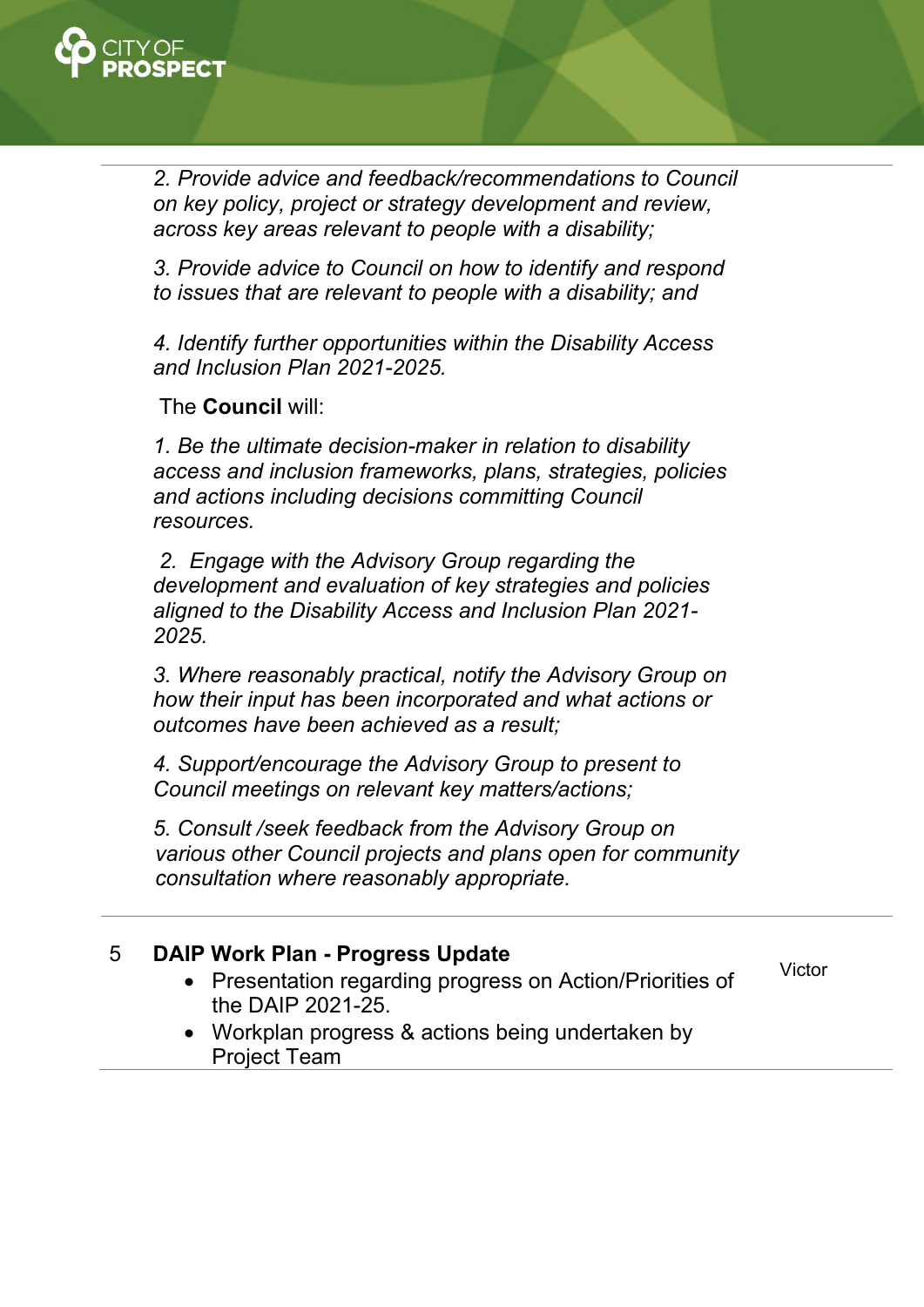*2. Provide advice and feedback/recommendations to Council on key policy, project or strategy development and review, across key areas relevant to people with a disability;*

*3. Provide advice to Council on how to identify and respond to issues that are relevant to people with a disability; and*

*4. Identify further opportunities within the Disability Access and Inclusion Plan 2021-2025.*

The **Council** will:

*1. Be the ultimate decision-maker in relation to disability access and inclusion frameworks, plans, strategies, policies and actions including decisions committing Council resources.*

*2. Engage with the Advisory Group regarding the development and evaluation of key strategies and policies aligned to the Disability Access and Inclusion Plan 2021-2025.*

*3. Where reasonably practical, notify the Advisory Group on how their input has been incorporated and what actions or outcomes have been achieved as a result;*

*4. Support/encourage the Advisory Group to present to Council meetings on relevant key matters/actions;*

*5. Consult /seek feedback from the Advisory Group on various other Council projects and plans open for community consultation where reasonably appropriate.*

| | | |
|---|---|---|
| 5 | **DAIP Work Plan - Progress Update**<br>• Presentation regarding progress on Action/Priorities of the DAIP 2021-25.<br>• Workplan progress & actions being undertaken by Project Team | Victor |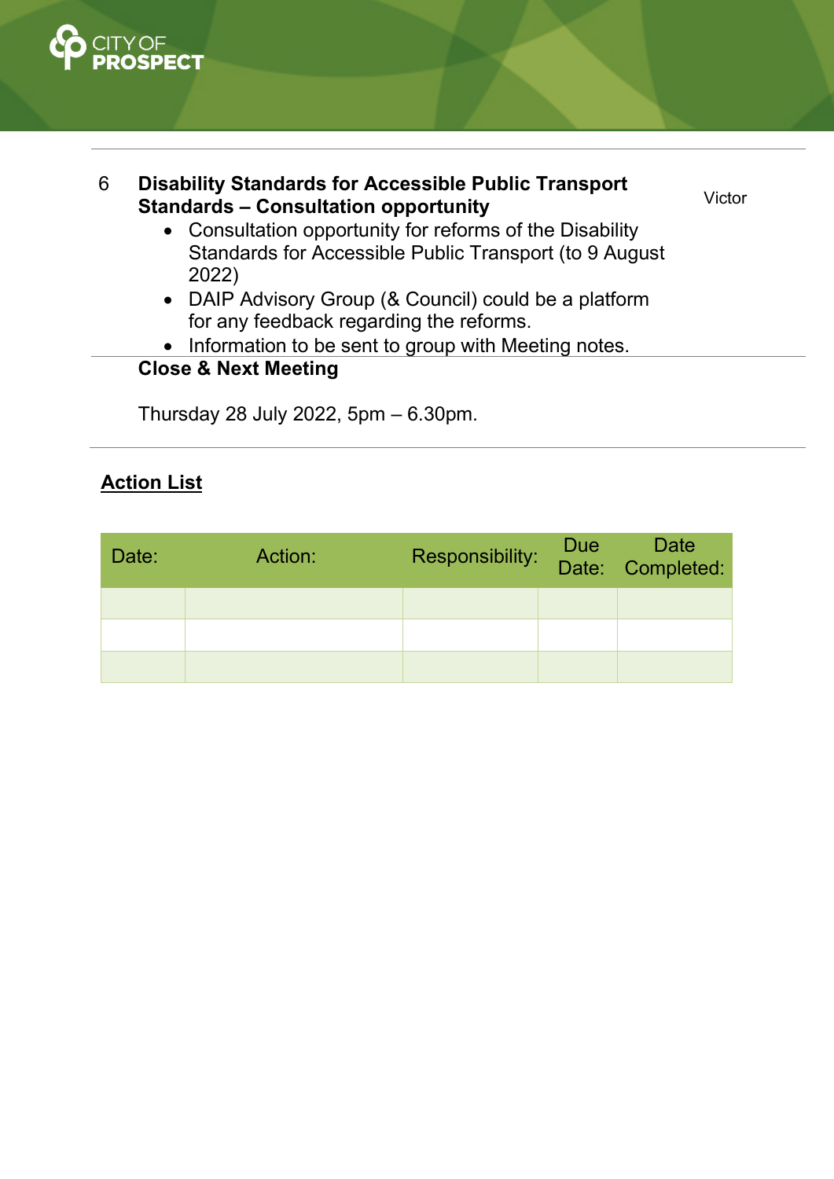| | | |
|---|---|---|
| 6 | **Disability Standards for Accessible Public Transport Standards – Consultation opportunity**<br>• Consultation opportunity for reforms of the Disability Standards for Accessible Public Transport (to 9 August 2022)<br>• DAIP Advisory Group (& Council) could be a platform for any feedback regarding the reforms.<br>• Information to be sent to group with Meeting notes. | Victor |
| | **Close & Next Meeting**<br><br>Thursday 28 July 2022, 5pm – 6.30pm. | |

## Action List

| Date: | Action: | Responsibility: | Due Date: | Date Completed: |
|---|---|---|---|---|
| | | | | |
| | | | | |
| | | | | |